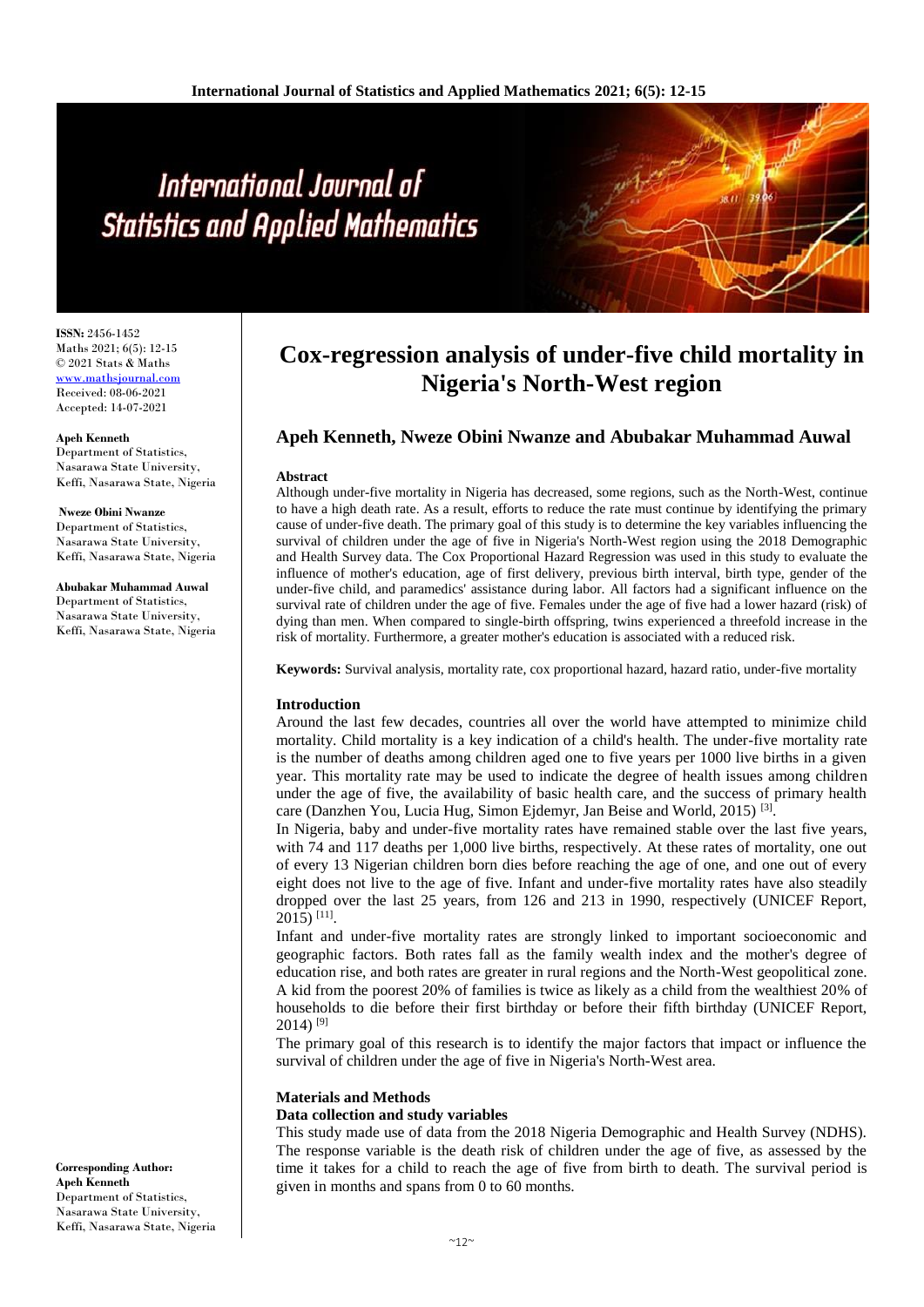# Cox-regression analysis of under-five child mortality in Nigeria's North-West region

**Apeh Kenneth, Nweze Obini Nwanze and Abubakar Muhammad Auwal**

**ISSN:** 2456-1452
Maths 2021; 6(5): 12-15
© 2021 Stats & Maths
www.mathsjournal.com
Received: 08-06-2021
Accepted: 14-07-2021

**Apeh Kenneth**
Department of Statistics, Nasarawa State University, Keffi, Nasarawa State, Nigeria

**Nweze Obini Nwanze**
Department of Statistics, Nasarawa State University, Keffi, Nasarawa State, Nigeria

**Abubakar Muhammad Auwal**
Department of Statistics, Nasarawa State University, Keffi, Nasarawa State, Nigeria

**Corresponding Author:**
**Apeh Kenneth**
Department of Statistics, Nasarawa State University, Keffi, Nasarawa State, Nigeria

## Abstract

Although under-five mortality in Nigeria has decreased, some regions, such as the North-West, continue to have a high death rate. As a result, efforts to reduce the rate must continue by identifying the primary cause of under-five death. The primary goal of this study is to determine the key variables influencing the survival of children under the age of five in Nigeria's North-West region using the 2018 Demographic and Health Survey data. The Cox Proportional Hazard Regression was used in this study to evaluate the influence of mother's education, age of first delivery, previous birth interval, birth type, gender of the under-five child, and paramedics' assistance during labor. All factors had a significant influence on the survival rate of children under the age of five. Females under the age of five had a lower hazard (risk) of dying than men. When compared to single-birth offspring, twins experienced a threefold increase in the risk of mortality. Furthermore, a greater mother's education is associated with a reduced risk.

**Keywords:** Survival analysis, mortality rate, cox proportional hazard, hazard ratio, under-five mortality

## Introduction

Around the last few decades, countries all over the world have attempted to minimize child mortality. Child mortality is a key indication of a child's health. The under-five mortality rate is the number of deaths among children aged one to five years per 1000 live births in a given year. This mortality rate may be used to indicate the degree of health issues among children under the age of five, the availability of basic health care, and the success of primary health care (Danzhen You, Lucia Hug, Simon Ejdemyr, Jan Beise and World, 2015) [3].

In Nigeria, baby and under-five mortality rates have remained stable over the last five years, with 74 and 117 deaths per 1,000 live births, respectively. At these rates of mortality, one out of every 13 Nigerian children born dies before reaching the age of one, and one out of every eight does not live to the age of five. Infant and under-five mortality rates have also steadily dropped over the last 25 years, from 126 and 213 in 1990, respectively (UNICEF Report, 2015) [11].

Infant and under-five mortality rates are strongly linked to important socioeconomic and geographic factors. Both rates fall as the family wealth index and the mother's degree of education rise, and both rates are greater in rural regions and the North-West geopolitical zone. A kid from the poorest 20% of families is twice as likely as a child from the wealthiest 20% of households to die before their first birthday or before their fifth birthday (UNICEF Report, 2014) [9]

The primary goal of this research is to identify the major factors that impact or influence the survival of children under the age of five in Nigeria's North-West area.

## Materials and Methods

### Data collection and study variables

This study made use of data from the 2018 Nigeria Demographic and Health Survey (NDHS). The response variable is the death risk of children under the age of five, as assessed by the time it takes for a child to reach the age of five from birth to death. The survival period is given in months and spans from 0 to 60 months.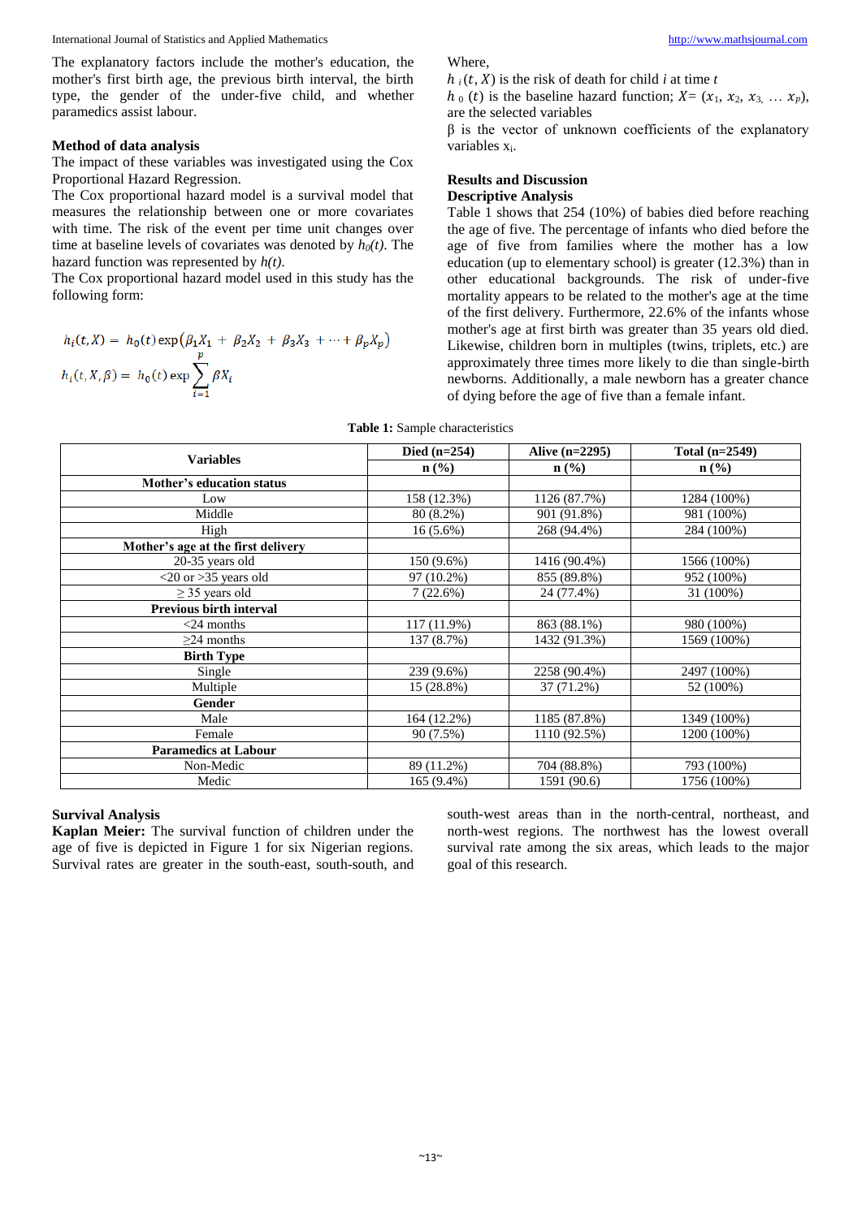The explanatory factors include the mother's education, the mother's first birth age, the previous birth interval, the birth type, the gender of the under-five child, and whether paramedics assist labour.

### Method of data analysis

The impact of these variables was investigated using the Cox Proportional Hazard Regression.

The Cox proportional hazard model is a survival model that measures the relationship between one or more covariates with time. The risk of the event per time unit changes over time at baseline levels of covariates was denoted by $h_0(t)$. The hazard function was represented by $h(t)$.

The Cox proportional hazard model used in this study has the following form:

$$h_i(t, X) = h_0(t)\exp\left(\beta_1 X_1 + \beta_2 X_2 + \beta_3 X_3 + \cdots + \beta_p X_p\right)$$

$$h_i(t, X, \beta) = h_0(t)\exp\sum_{i=1}^{p} \beta X_i$$

Where,

$h_i(t, X)$ is the risk of death for child $i$ at time $t$

$h_0(t)$ is the baseline hazard function; $X = (x_1, x_2, x_3, \ldots x_p)$, are the selected variables

$\beta$ is the vector of unknown coefficients of the explanatory variables $x_i$.

## Results and Discussion

### Descriptive Analysis

Table 1 shows that 254 (10%) of babies died before reaching the age of five. The percentage of infants who died before the age of five from families where the mother has a low education (up to elementary school) is greater (12.3%) than in other educational backgrounds. The risk of under-five mortality appears to be related to the mother's age at the time of the first delivery. Furthermore, 22.6% of the infants whose mother's age at first birth was greater than 35 years old died. Likewise, children born in multiples (twins, triplets, etc.) are approximately three times more likely to die than single-birth newborns. Additionally, a male newborn has a greater chance of dying before the age of five than a female infant.

**Table 1:** Sample characteristics

| Variables | Died (n=254) | Alive (n=2295) | Total (n=2549) |
|---|---|---|---|
| | n (%) | n (%) | n (%) |
| **Mother's education status** | | | |
| Low | 158 (12.3%) | 1126 (87.7%) | 1284 (100%) |
| Middle | 80 (8.2%) | 901 (91.8%) | 981 (100%) |
| High | 16 (5.6%) | 268 (94.4%) | 284 (100%) |
| **Mother's age at the first delivery** | | | |
| 20-35 years old | 150 (9.6%) | 1416 (90.4%) | 1566 (100%) |
| <20 or >35 years old | 97 (10.2%) | 855 (89.8%) | 952 (100%) |
| ≥ 35 years old | 7 (22.6%) | 24 (77.4%) | 31 (100%) |
| **Previous birth interval** | | | |
| <24 months | 117 (11.9%) | 863 (88.1%) | 980 (100%) |
| ≥24 months | 137 (8.7%) | 1432 (91.3%) | 1569 (100%) |
| **Birth Type** | | | |
| Single | 239 (9.6%) | 2258 (90.4%) | 2497 (100%) |
| Multiple | 15 (28.8%) | 37 (71.2%) | 52 (100%) |
| **Gender** | | | |
| Male | 164 (12.2%) | 1185 (87.8%) | 1349 (100%) |
| Female | 90 (7.5%) | 1110 (92.5%) | 1200 (100%) |
| **Paramedics at Labour** | | | |
| Non-Medic | 89 (11.2%) | 704 (88.8%) | 793 (100%) |
| Medic | 165 (9.4%) | 1591 (90.6) | 1756 (100%) |

### Survival Analysis

**Kaplan Meier:** The survival function of children under the age of five is depicted in Figure 1 for six Nigerian regions. Survival rates are greater in the south-east, south-south, and south-west areas than in the north-central, northeast, and north-west regions. The northwest has the lowest overall survival rate among the six areas, which leads to the major goal of this research.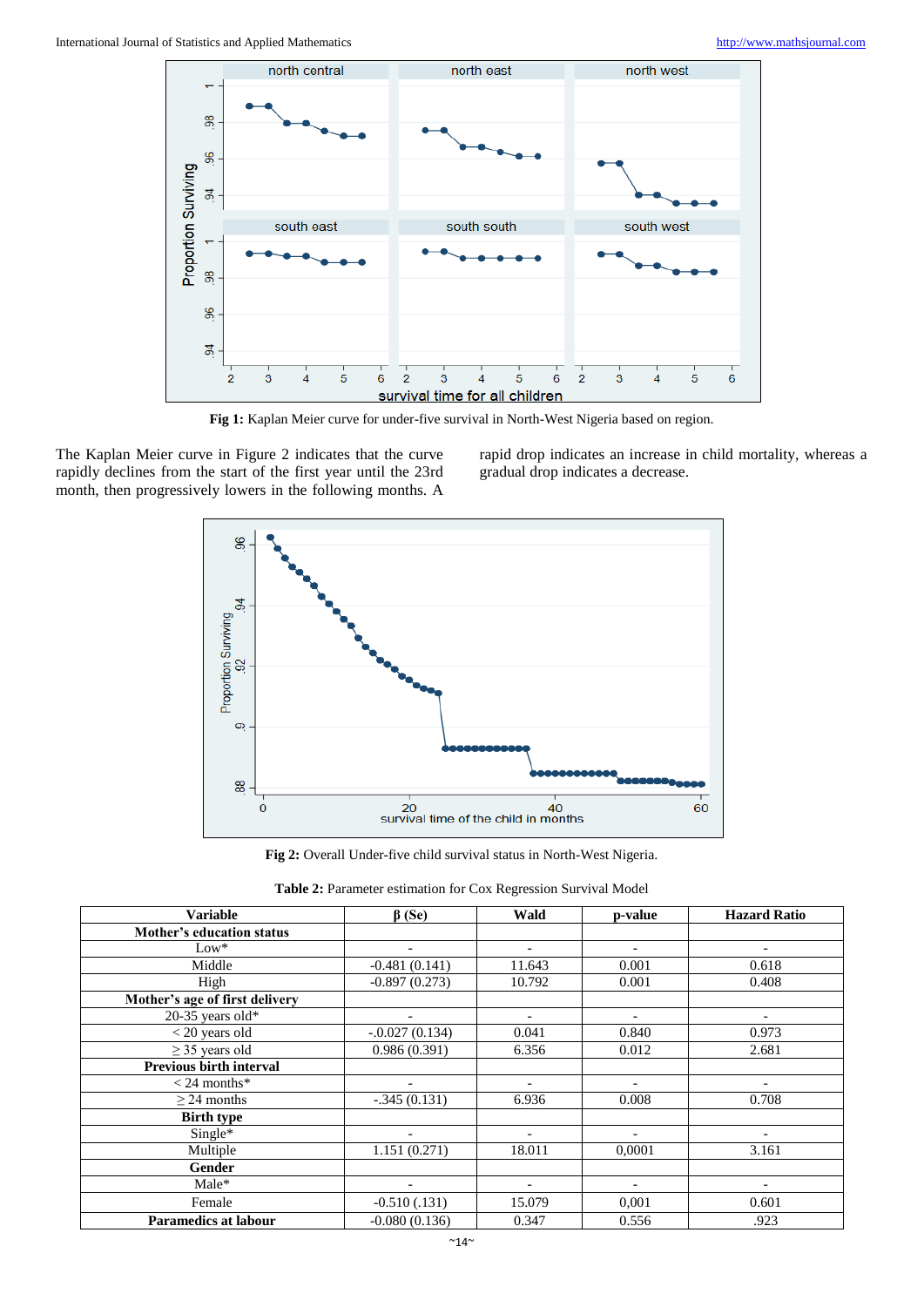Fig 1: Kaplan Meier curve for under-five survival in North-West Nigeria based on region.

The Kaplan Meier curve in Figure 2 indicates that the curve rapidly declines from the start of the first year until the 23rd month, then progressively lowers in the following months. A rapid drop indicates an increase in child mortality, whereas a gradual drop indicates a decrease.

Fig 2: Overall Under-five child survival status in North-West Nigeria.

**Table 2:** Parameter estimation for Cox Regression Survival Model

| Variable | β (Se) | Wald | p-value | Hazard Ratio |
|---|---|---|---|---|
| **Mother's education status** | | | | |
| Low* | - | - | - | - |
| Middle | -0.481 (0.141) | 11.643 | 0.001 | 0.618 |
| High | -0.897 (0.273) | 10.792 | 0.001 | 0.408 |
| **Mother's age of first delivery** | | | | |
| 20-35 years old* | - | - | - | - |
| < 20 years old | -.0.027 (0.134) | 0.041 | 0.840 | 0.973 |
| ≥ 35 years old | 0.986 (0.391) | 6.356 | 0.012 | 2.681 |
| **Previous birth interval** | | | | |
| < 24 months* | - | - | - | - |
| ≥ 24 months | -.345 (0.131) | 6.936 | 0.008 | 0.708 |
| **Birth type** | | | | |
| Single* | - | - | - | - |
| Multiple | 1.151 (0.271) | 18.011 | 0,0001 | 3.161 |
| **Gender** | | | | |
| Male* | - | - | - | - |
| Female | -0.510 (.131) | 15.079 | 0,001 | 0.601 |
| **Paramedics at labour** | -0.080 (0.136) | 0.347 | 0.556 | .923 |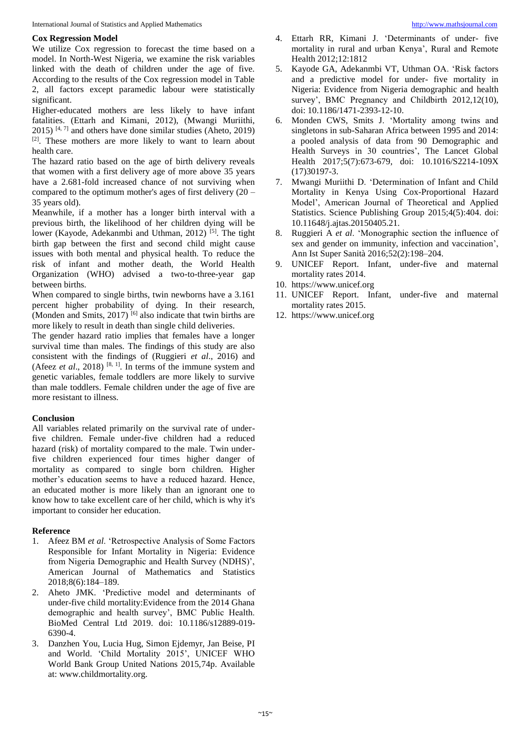### Cox Regression Model

We utilize Cox regression to forecast the time based on a model. In North-West Nigeria, we examine the risk variables linked with the death of children under the age of five. According to the results of the Cox regression model in Table 2, all factors except paramedic labour were statistically significant.

Higher-educated mothers are less likely to have infant fatalities. (Ettarh and Kimani, 2012), (Mwangi Muriithi, 2015) [4, 7] and others have done similar studies (Aheto, 2019) [2]. These mothers are more likely to want to learn about health care.

The hazard ratio based on the age of birth delivery reveals that women with a first delivery age of more above 35 years have a 2.681-fold increased chance of not surviving when compared to the optimum mother's ages of first delivery (20 – 35 years old).

Meanwhile, if a mother has a longer birth interval with a previous birth, the likelihood of her children dying will be lower (Kayode, Adekanmbi and Uthman, 2012) [5]. The tight birth gap between the first and second child might cause issues with both mental and physical health. To reduce the risk of infant and mother death, the World Health Organization (WHO) advised a two-to-three-year gap between births.

When compared to single births, twin newborns have a 3.161 percent higher probability of dying. In their research, (Monden and Smits, 2017) [6] also indicate that twin births are more likely to result in death than single child deliveries.

The gender hazard ratio implies that females have a longer survival time than males. The findings of this study are also consistent with the findings of (Ruggieri *et al*., 2016) and (Afeez *et al*., 2018) [8, 1]. In terms of the immune system and genetic variables, female toddlers are more likely to survive than male toddlers. Female children under the age of five are more resistant to illness.

### Conclusion

All variables related primarily on the survival rate of under-five children. Female under-five children had a reduced hazard (risk) of mortality compared to the male. Twin under-five children experienced four times higher danger of mortality as compared to single born children. Higher mother's education seems to have a reduced hazard. Hence, an educated mother is more likely than an ignorant one to know how to take excellent care of her child, which is why it's important to consider her education.

### Reference

1. Afeez BM *et al*. 'Retrospective Analysis of Some Factors Responsible for Infant Mortality in Nigeria: Evidence from Nigeria Demographic and Health Survey (NDHS)', American Journal of Mathematics and Statistics 2018;8(6):184–189.
2. Aheto JMK. 'Predictive model and determinants of under-five child mortality:Evidence from the 2014 Ghana demographic and health survey', BMC Public Health. BioMed Central Ltd 2019. doi: 10.1186/s12889-019-6390-4.
3. Danzhen You, Lucia Hug, Simon Ejdemyr, Jan Beise, PI and World. 'Child Mortality 2015', UNICEF WHO World Bank Group United Nations 2015,74p. Available at: www.childmortality.org.
4. Ettarh RR, Kimani J. 'Determinants of under- five mortality in rural and urban Kenya', Rural and Remote Health 2012;12:1812
5. Kayode GA, Adekanmbi VT, Uthman OA. 'Risk factors and a predictive model for under- five mortality in Nigeria: Evidence from Nigeria demographic and health survey', BMC Pregnancy and Childbirth 2012,12(10), doi: 10.1186/1471-2393-12-10.
6. Monden CWS, Smits J. 'Mortality among twins and singletons in sub-Saharan Africa between 1995 and 2014: a pooled analysis of data from 90 Demographic and Health Surveys in 30 countries', The Lancet Global Health 2017;5(7):673-679, doi: 10.1016/S2214-109X(17)30197-3.
7. Mwangi Muriithi D. 'Determination of Infant and Child Mortality in Kenya Using Cox-Proportional Hazard Model', American Journal of Theoretical and Applied Statistics. Science Publishing Group 2015;4(5):404. doi: 10.11648/j.ajtas.20150405.21.
8. Ruggieri A *et al*. 'Monographic section the influence of sex and gender on immunity, infection and vaccination', Ann Ist Super Sanità 2016;52(2):198–204.
9. UNICEF Report. Infant, under-five and maternal mortality rates 2014.
10. https://www.unicef.org
11. UNICEF Report. Infant, under-five and maternal mortality rates 2015.
12. https://www.unicef.org